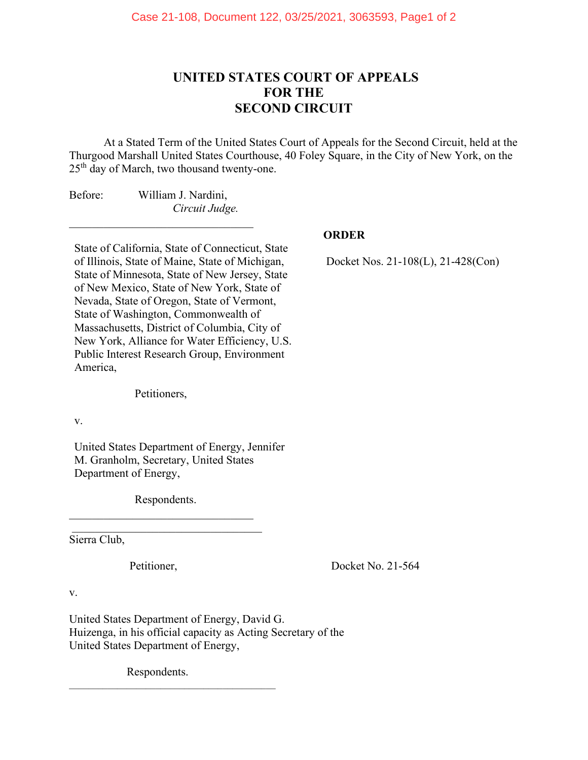# UNITED STATES COURT OF APPEALS
# FOR THE
# SECOND CIRCUIT

At a Stated Term of the United States Court of Appeals for the Second Circuit, held at the Thurgood Marshall United States Courthouse, 40 Foley Square, in the City of New York, on the 25th day of March, two thousand twenty-one.

Before: William J. Nardini,
*Circuit Judge.*

---

**ORDER**

Docket Nos. 21-108(L), 21-428(Con)

State of California, State of Connecticut, State of Illinois, State of Maine, State of Michigan, State of Minnesota, State of New Jersey, State of New Mexico, State of New York, State of Nevada, State of Oregon, State of Vermont, State of Washington, Commonwealth of Massachusetts, District of Columbia, City of New York, Alliance for Water Efficiency, U.S. Public Interest Research Group, Environment America,

Petitioners,

v.

United States Department of Energy, Jennifer M. Granholm, Secretary, United States Department of Energy,

Respondents.

---

Sierra Club,

Petitioner,

Docket No. 21-564

v.

United States Department of Energy, David G. Huizenga, in his official capacity as Acting Secretary of the United States Department of Energy,

Respondents.

---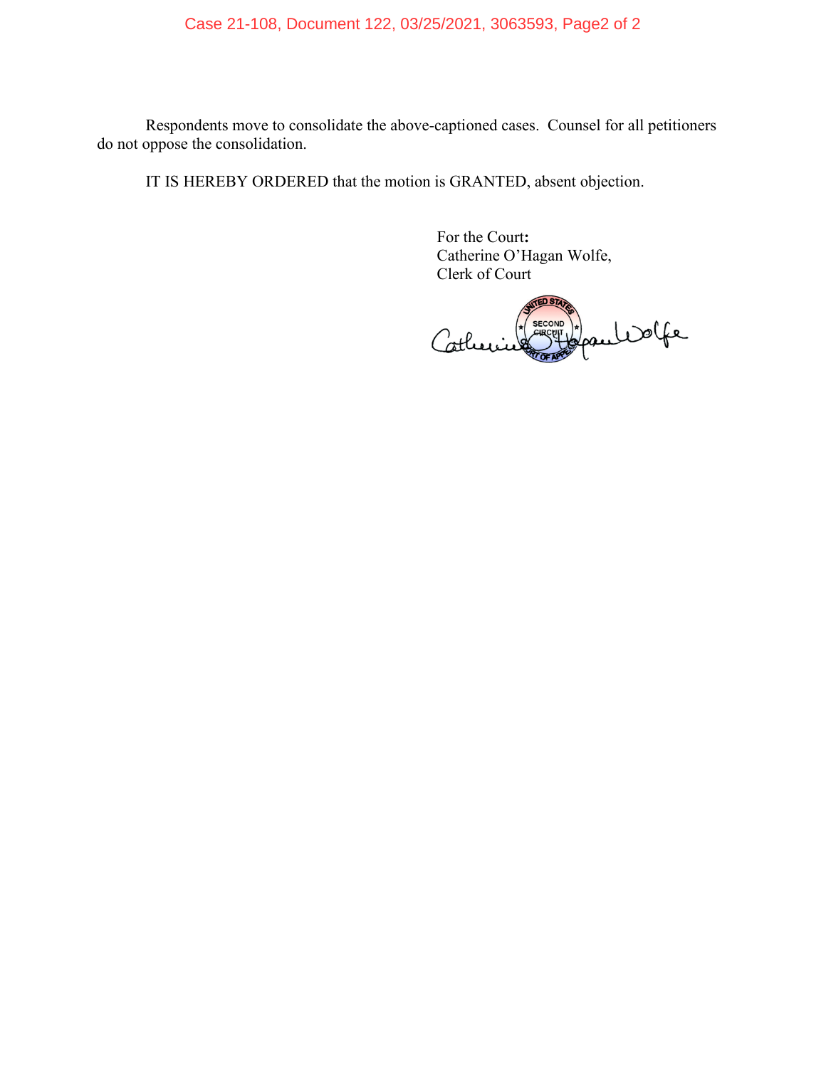Respondents move to consolidate the above-captioned cases. Counsel for all petitioners do not oppose the consolidation.

IT IS HEREBY ORDERED that the motion is GRANTED, absent objection.

For the Court:
Catherine O'Hagan Wolfe,
Clerk of Court